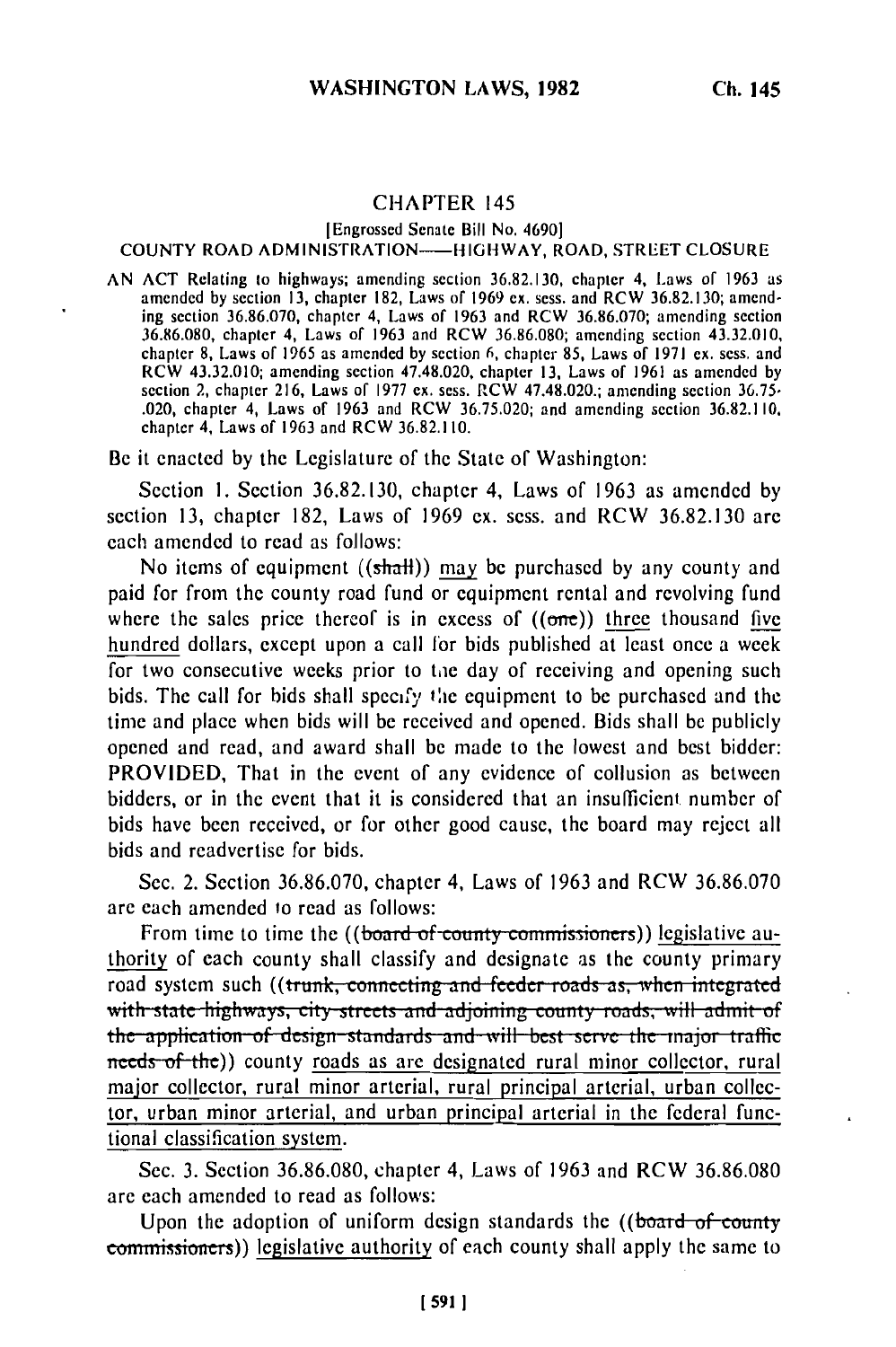# CHAPTER 145

[Engrossed Senate Bill No. 4690]

COUNTY ROAD ADMINISTRATION——HIGHWAY, ROAD, STREET CLOSURE

AN ACT Relating to highways; amending section 36.82.130, chapter 4, Laws of 1963 as amended by section 13, chapter 182, Laws of 1969 ex. sess. and RCW 36.82.130; amending section 36.86.070, chapter 4, Laws of 1963 and RCW 36.86.070; amending section 36.86.080, chapter 4, Laws of 1963 and RCW 36.86.080; amending section 43.32.010, chapter 8, Laws of 1965 as amended by section 6, chapter 85, Laws of 1971 ex. sess. and RCW 43.32.010; amending section 47.48.020, chapter 13, Laws of 1961 as amended by section 2, chapter 216, Laws of 1977 ex. sess. RCW 47.48.020.; amending section 36.75.020, chapter 4, Laws of 1963 and RCW 36.75.020; and amending section 36.82.110, chapter 4, Laws of 1963 and RCW 36.82.110.

Be it enacted by the Legislature of the State of Washington:

Section 1. Section 36.82.130, chapter 4, Laws of 1963 as amended by section 13, chapter 182, Laws of 1969 ex. sess. and RCW 36.82.130 are each amended to read as follows:

No items of equipment ((~~shall~~)) may be purchased by any county and paid for from the county road fund or equipment rental and revolving fund where the sales price thereof is in excess of ((~~one~~)) three thousand five hundred dollars, except upon a call for bids published at least once a week for two consecutive weeks prior to the day of receiving and opening such bids. The call for bids shall specify the equipment to be purchased and the time and place when bids will be received and opened. Bids shall be publicly opened and read, and award shall be made to the lowest and best bidder: PROVIDED, That in the event of any evidence of collusion as between bidders, or in the event that it is considered that an insufficient number of bids have been received, or for other good cause, the board may reject all bids and readvertise for bids.

Sec. 2. Section 36.86.070, chapter 4, Laws of 1963 and RCW 36.86.070 are each amended to read as follows:

From time to time the ((~~board of county commissioners~~)) legislative authority of each county shall classify and designate as the county primary road system such ((~~trunk, connecting and feeder roads as, when integrated with state highways, city streets and adjoining county roads, will admit of the application of design standards and will best serve the major traffic needs of the~~)) county roads as are designated rural minor collector, rural major collector, rural minor arterial, rural principal arterial, urban collector, urban minor arterial, and urban principal arterial in the federal functional classification system.

Sec. 3. Section 36.86.080, chapter 4, Laws of 1963 and RCW 36.86.080 are each amended to read as follows:

Upon the adoption of uniform design standards the ((~~board of county commissioners~~)) legislative authority of each county shall apply the same to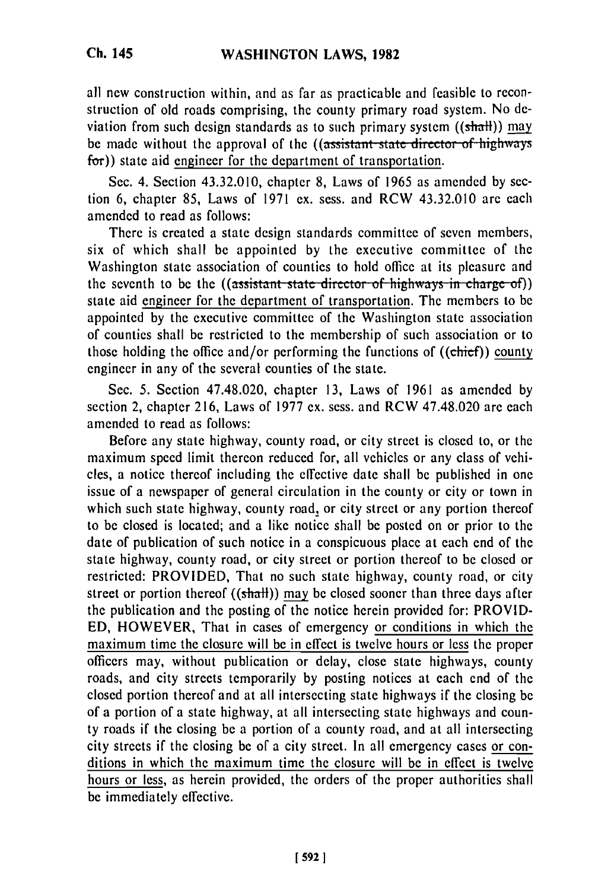all new construction within, and as far as practicable and feasible to reconstruction of old roads comprising, the county primary road system. No deviation from such design standards as to such primary system ((shall)) may be made without the approval of the ((assistant state director of highways for)) state aid engineer for the department of transportation.

Sec. 4. Section 43.32.010, chapter 8, Laws of 1965 as amended by section 6, chapter 85, Laws of 1971 ex. sess. and RCW 43.32.010 are each amended to read as follows:

There is created a state design standards committee of seven members, six of which shall be appointed by the executive committee of the Washington state association of counties to hold office at its pleasure and the seventh to be the ((assistant state director of highways in charge of)) state aid engineer for the department of transportation. The members to be appointed by the executive committee of the Washington state association of counties shall be restricted to the membership of such association or to those holding the office and/or performing the functions of ((chief)) county engineer in any of the several counties of the state.

Sec. 5. Section 47.48.020, chapter 13, Laws of 1961 as amended by section 2, chapter 216, Laws of 1977 ex. sess. and RCW 47.48.020 are each amended to read as follows:

Before any state highway, county road, or city street is closed to, or the maximum speed limit thereon reduced for, all vehicles or any class of vehicles, a notice thereof including the effective date shall be published in one issue of a newspaper of general circulation in the county or city or town in which such state highway, county road, or city street or any portion thereof to be closed is located; and a like notice shall be posted on or prior to the date of publication of such notice in a conspicuous place at each end of the state highway, county road, or city street or portion thereof to be closed or restricted: PROVIDED, That no such state highway, county road, or city street or portion thereof ((shall)) may be closed sooner than three days after the publication and the posting of the notice herein provided for: PROVIDED, HOWEVER, That in cases of emergency or conditions in which the maximum time the closure will be in effect is twelve hours or less the proper officers may, without publication or delay, close state highways, county roads, and city streets temporarily by posting notices at each end of the closed portion thereof and at all intersecting state highways if the closing be of a portion of a state highway, at all intersecting state highways and county roads if the closing be a portion of a county road, and at all intersecting city streets if the closing be of a city street. In all emergency cases or conditions in which the maximum time the closure will be in effect is twelve hours or less, as herein provided, the orders of the proper authorities shall be immediately effective.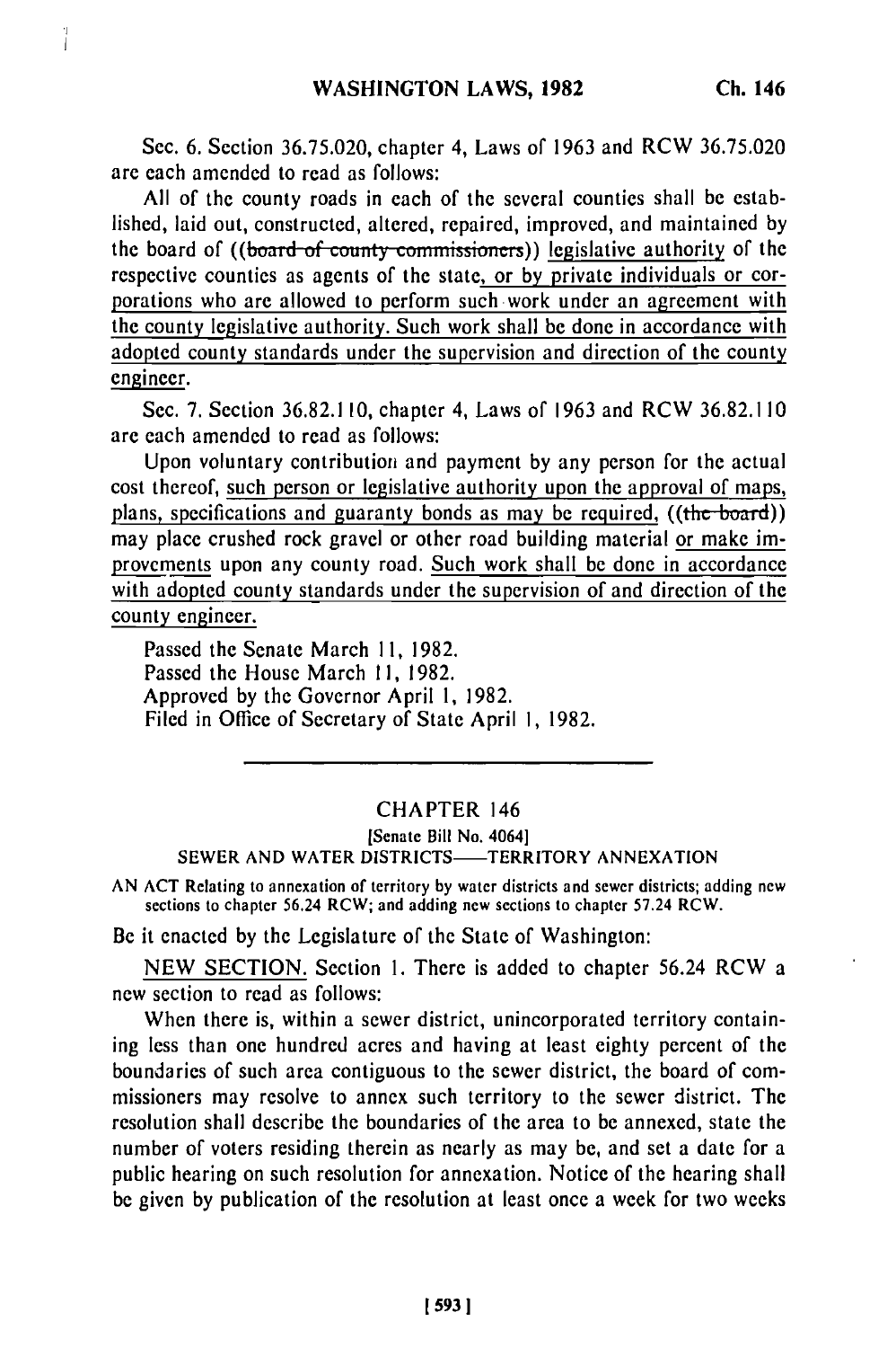Sec. 6. Section 36.75.020, chapter 4, Laws of 1963 and RCW 36.75.020 are each amended to read as follows:

All of the county roads in each of the several counties shall be established, laid out, constructed, altered, repaired, improved, and maintained by the board of ((board of county commissioners)) legislative authority of the respective counties as agents of the state, or by private individuals or corporations who are allowed to perform such work under an agreement with the county legislative authority. Such work shall be done in accordance with adopted county standards under the supervision and direction of the county engineer.

Sec. 7. Section 36.82.110, chapter 4, Laws of 1963 and RCW 36.82.110 are each amended to read as follows:

Upon voluntary contribution and payment by any person for the actual cost thereof, such person or legislative authority upon the approval of maps, plans, specifications and guaranty bonds as may be required, ((the board)) may place crushed rock gravel or other road building material or make improvements upon any county road. Such work shall be done in accordance with adopted county standards under the supervision of and direction of the county engineer.

Passed the Senate March 11, 1982.
Passed the House March 11, 1982.
Approved by the Governor April 1, 1982.
Filed in Office of Secretary of State April 1, 1982.

---

## CHAPTER 146

[Senate Bill No. 4064]

SEWER AND WATER DISTRICTS——TERRITORY ANNEXATION

AN ACT Relating to annexation of territory by water districts and sewer districts; adding new sections to chapter 56.24 RCW; and adding new sections to chapter 57.24 RCW.

Be it enacted by the Legislature of the State of Washington:

NEW SECTION. Section 1. There is added to chapter 56.24 RCW a new section to read as follows:

When there is, within a sewer district, unincorporated territory containing less than one hundred acres and having at least eighty percent of the boundaries of such area contiguous to the sewer district, the board of commissioners may resolve to annex such territory to the sewer district. The resolution shall describe the boundaries of the area to be annexed, state the number of voters residing therein as nearly as may be, and set a date for a public hearing on such resolution for annexation. Notice of the hearing shall be given by publication of the resolution at least once a week for two weeks